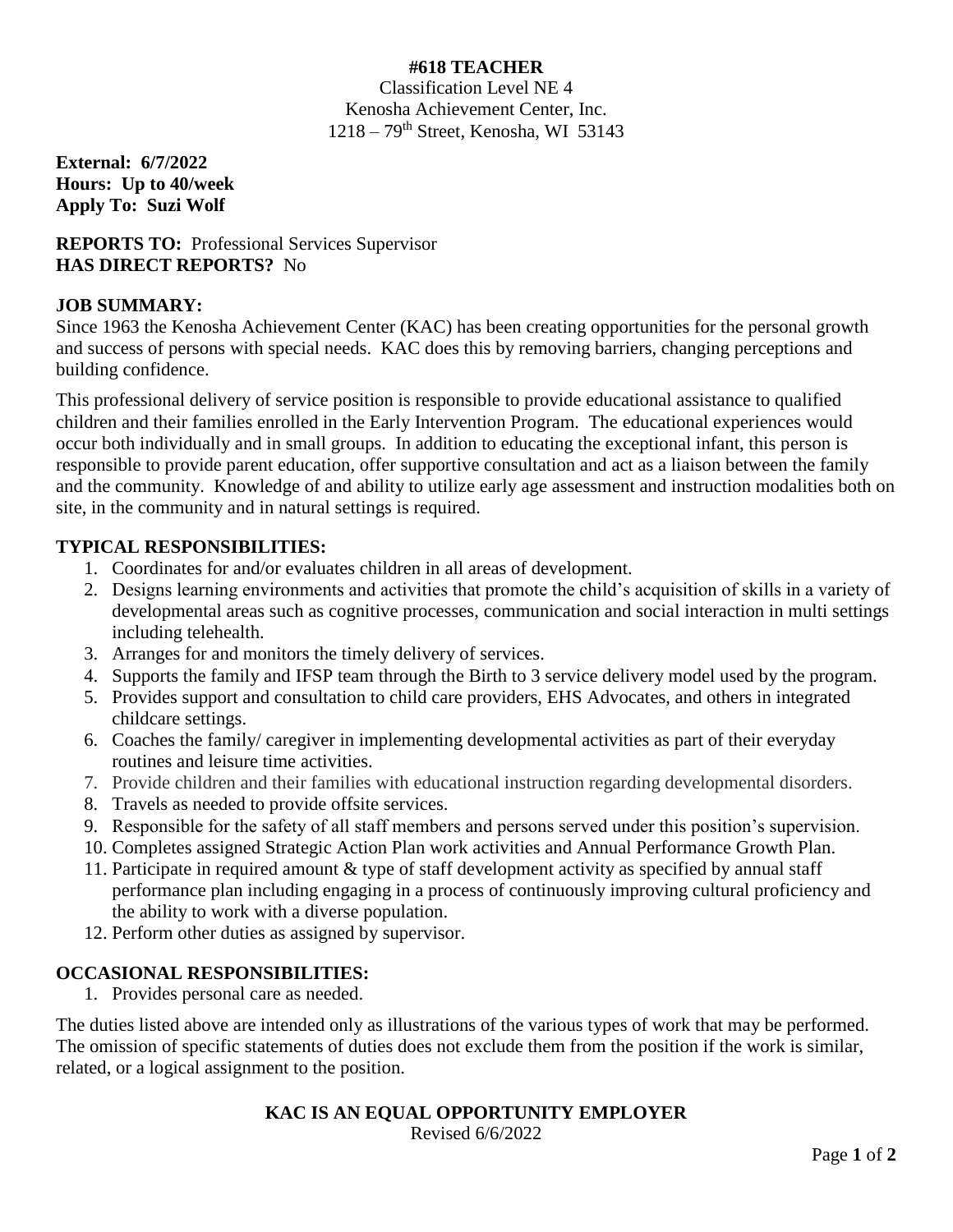# #618 TEACHER

Classification Level NE 4
Kenosha Achievement Center, Inc.
1218 – 79th Street, Kenosha, WI 53143

**External: 6/7/2022**
**Hours: Up to 40/week**
**Apply To: Suzi Wolf**

**REPORTS TO:** Professional Services Supervisor
**HAS DIRECT REPORTS?** No

## JOB SUMMARY:

Since 1963 the Kenosha Achievement Center (KAC) has been creating opportunities for the personal growth and success of persons with special needs. KAC does this by removing barriers, changing perceptions and building confidence.

This professional delivery of service position is responsible to provide educational assistance to qualified children and their families enrolled in the Early Intervention Program. The educational experiences would occur both individually and in small groups. In addition to educating the exceptional infant, this person is responsible to provide parent education, offer supportive consultation and act as a liaison between the family and the community. Knowledge of and ability to utilize early age assessment and instruction modalities both on site, in the community and in natural settings is required.

## TYPICAL RESPONSIBILITIES:

1. Coordinates for and/or evaluates children in all areas of development.
2. Designs learning environments and activities that promote the child's acquisition of skills in a variety of developmental areas such as cognitive processes, communication and social interaction in multi settings including telehealth.
3. Arranges for and monitors the timely delivery of services.
4. Supports the family and IFSP team through the Birth to 3 service delivery model used by the program.
5. Provides support and consultation to child care providers, EHS Advocates, and others in integrated childcare settings.
6. Coaches the family/ caregiver in implementing developmental activities as part of their everyday routines and leisure time activities.
7. Provide children and their families with educational instruction regarding developmental disorders.
8. Travels as needed to provide offsite services.
9. Responsible for the safety of all staff members and persons served under this position's supervision.
10. Completes assigned Strategic Action Plan work activities and Annual Performance Growth Plan.
11. Participate in required amount & type of staff development activity as specified by annual staff performance plan including engaging in a process of continuously improving cultural proficiency and the ability to work with a diverse population.
12. Perform other duties as assigned by supervisor.

## OCCASIONAL RESPONSIBILITIES:

1. Provides personal care as needed.

The duties listed above are intended only as illustrations of the various types of work that may be performed. The omission of specific statements of duties does not exclude them from the position if the work is similar, related, or a logical assignment to the position.

**KAC IS AN EQUAL OPPORTUNITY EMPLOYER**

Revised 6/6/2022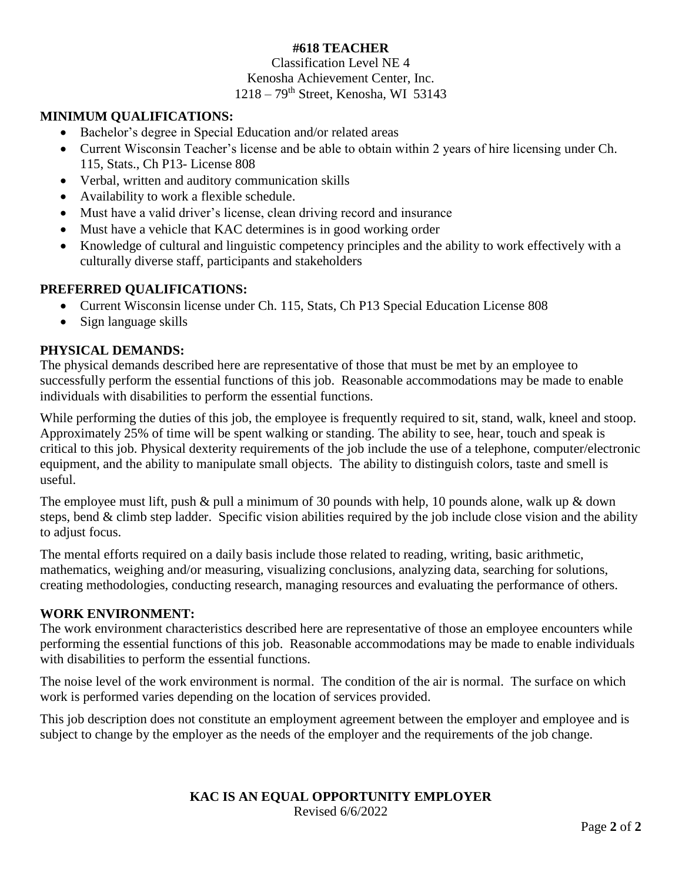**#618 TEACHER**

Classification Level NE 4
Kenosha Achievement Center, Inc.
1218 – 79th Street, Kenosha, WI 53143

## MINIMUM QUALIFICATIONS:

- Bachelor's degree in Special Education and/or related areas
- Current Wisconsin Teacher's license and be able to obtain within 2 years of hire licensing under Ch. 115, Stats., Ch P13- License 808
- Verbal, written and auditory communication skills
- Availability to work a flexible schedule.
- Must have a valid driver's license, clean driving record and insurance
- Must have a vehicle that KAC determines is in good working order
- Knowledge of cultural and linguistic competency principles and the ability to work effectively with a culturally diverse staff, participants and stakeholders

## PREFERRED QUALIFICATIONS:

- Current Wisconsin license under Ch. 115, Stats, Ch P13 Special Education License 808
- Sign language skills

## PHYSICAL DEMANDS:

The physical demands described here are representative of those that must be met by an employee to successfully perform the essential functions of this job. Reasonable accommodations may be made to enable individuals with disabilities to perform the essential functions.

While performing the duties of this job, the employee is frequently required to sit, stand, walk, kneel and stoop. Approximately 25% of time will be spent walking or standing. The ability to see, hear, touch and speak is critical to this job. Physical dexterity requirements of the job include the use of a telephone, computer/electronic equipment, and the ability to manipulate small objects. The ability to distinguish colors, taste and smell is useful.

The employee must lift, push & pull a minimum of 30 pounds with help, 10 pounds alone, walk up & down steps, bend & climb step ladder. Specific vision abilities required by the job include close vision and the ability to adjust focus.

The mental efforts required on a daily basis include those related to reading, writing, basic arithmetic, mathematics, weighing and/or measuring, visualizing conclusions, analyzing data, searching for solutions, creating methodologies, conducting research, managing resources and evaluating the performance of others.

## WORK ENVIRONMENT:

The work environment characteristics described here are representative of those an employee encounters while performing the essential functions of this job. Reasonable accommodations may be made to enable individuals with disabilities to perform the essential functions.

The noise level of the work environment is normal. The condition of the air is normal. The surface on which work is performed varies depending on the location of services provided.

This job description does not constitute an employment agreement between the employer and employee and is subject to change by the employer as the needs of the employer and the requirements of the job change.

**KAC IS AN EQUAL OPPORTUNITY EMPLOYER**

Revised 6/6/2022